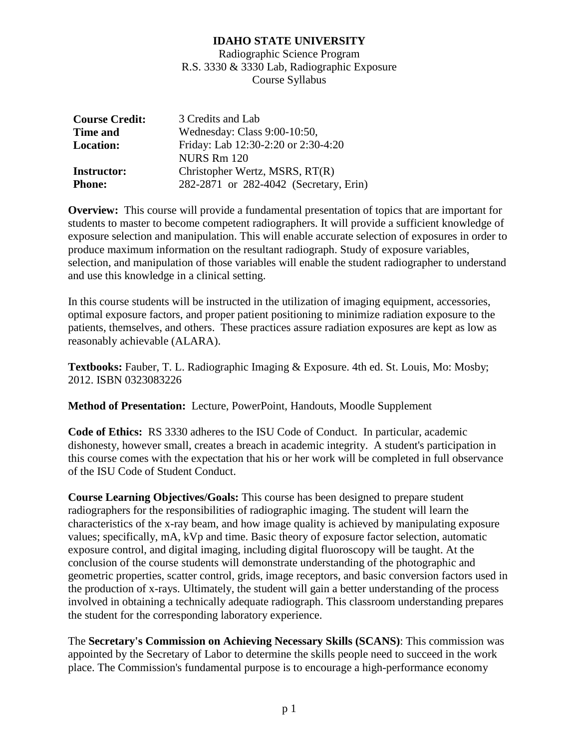# IDAHO STATE UNIVERSITY

Radiographic Science Program
R.S. 3330 & 3330 Lab, Radiographic Exposure
Course Syllabus

| | |
|---|---|
| **Course Credit:** | 3 Credits and Lab |
| **Time and Location:** | Wednesday: Class 9:00-10:50, Friday: Lab 12:30-2:20 or 2:30-4:20 NURS Rm 120 |
| **Instructor:** | Christopher Wertz, MSRS, RT(R) |
| **Phone:** | 282-2871 or 282-4042 (Secretary, Erin) |

**Overview:** This course will provide a fundamental presentation of topics that are important for students to master to become competent radiographers. It will provide a sufficient knowledge of exposure selection and manipulation. This will enable accurate selection of exposures in order to produce maximum information on the resultant radiograph. Study of exposure variables, selection, and manipulation of those variables will enable the student radiographer to understand and use this knowledge in a clinical setting.

In this course students will be instructed in the utilization of imaging equipment, accessories, optimal exposure factors, and proper patient positioning to minimize radiation exposure to the patients, themselves, and others. These practices assure radiation exposures are kept as low as reasonably achievable (ALARA).

**Textbooks:** Fauber, T. L. Radiographic Imaging & Exposure. 4th ed. St. Louis, Mo: Mosby; 2012. ISBN 0323083226

**Method of Presentation:** Lecture, PowerPoint, Handouts, Moodle Supplement

**Code of Ethics:** RS 3330 adheres to the ISU Code of Conduct. In particular, academic dishonesty, however small, creates a breach in academic integrity. A student's participation in this course comes with the expectation that his or her work will be completed in full observance of the ISU Code of Student Conduct.

**Course Learning Objectives/Goals:** This course has been designed to prepare student radiographers for the responsibilities of radiographic imaging. The student will learn the characteristics of the x-ray beam, and how image quality is achieved by manipulating exposure values; specifically, mA, kVp and time. Basic theory of exposure factor selection, automatic exposure control, and digital imaging, including digital fluoroscopy will be taught. At the conclusion of the course students will demonstrate understanding of the photographic and geometric properties, scatter control, grids, image receptors, and basic conversion factors used in the production of x-rays. Ultimately, the student will gain a better understanding of the process involved in obtaining a technically adequate radiograph. This classroom understanding prepares the student for the corresponding laboratory experience.

The **Secretary's Commission on Achieving Necessary Skills (SCANS)**: This commission was appointed by the Secretary of Labor to determine the skills people need to succeed in the work place. The Commission's fundamental purpose is to encourage a high-performance economy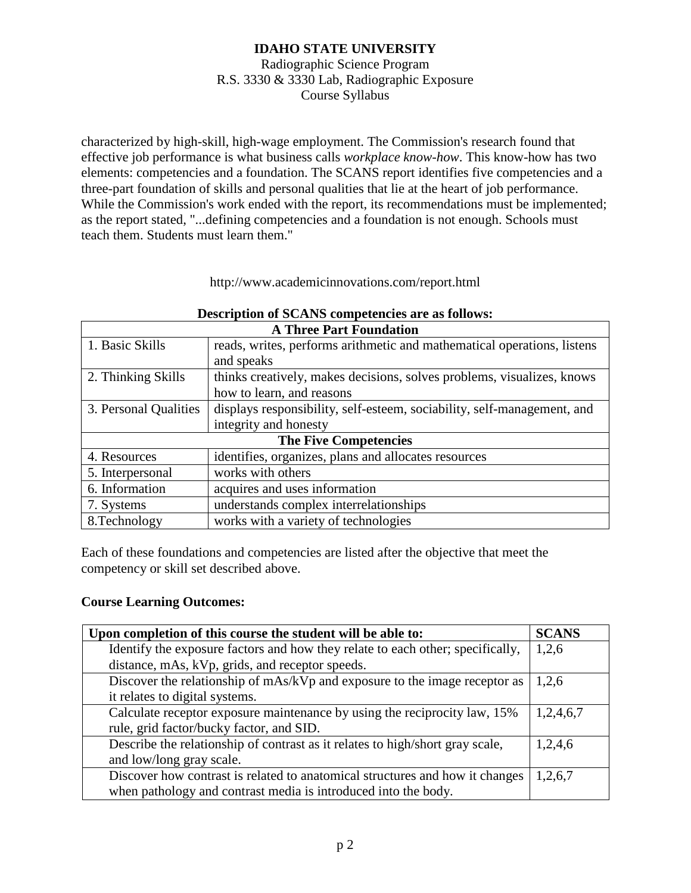characterized by high-skill, high-wage employment. The Commission's research found that effective job performance is what business calls *workplace know-how*. This know-how has two elements: competencies and a foundation. The SCANS report identifies five competencies and a three-part foundation of skills and personal qualities that lie at the heart of job performance. While the Commission's work ended with the report, its recommendations must be implemented; as the report stated, "...defining competencies and a foundation is not enough. Schools must teach them. Students must learn them."

http://www.academicinnovations.com/report.html

**Description of SCANS competencies are as follows:**

| **A Three Part Foundation** | |
|---|---|
| 1. Basic Skills | reads, writes, performs arithmetic and mathematical operations, listens and speaks |
| 2. Thinking Skills | thinks creatively, makes decisions, solves problems, visualizes, knows how to learn, and reasons |
| 3. Personal Qualities | displays responsibility, self-esteem, sociability, self-management, and integrity and honesty |
| **The Five Competencies** | |
| 4. Resources | identifies, organizes, plans and allocates resources |
| 5. Interpersonal | works with others |
| 6. Information | acquires and uses information |
| 7. Systems | understands complex interrelationships |
| 8.Technology | works with a variety of technologies |

Each of these foundations and competencies are listed after the objective that meet the competency or skill set described above.

**Course Learning Outcomes:**

| Upon completion of this course the student will be able to: | SCANS |
|---|---|
| Identify the exposure factors and how they relate to each other; specifically, distance, mAs, kVp, grids, and receptor speeds. | 1,2,6 |
| Discover the relationship of mAs/kVp and exposure to the image receptor as it relates to digital systems. | 1,2,6 |
| Calculate receptor exposure maintenance by using the reciprocity law, 15% rule, grid factor/bucky factor, and SID. | 1,2,4,6,7 |
| Describe the relationship of contrast as it relates to high/short gray scale, and low/long gray scale. | 1,2,4,6 |
| Discover how contrast is related to anatomical structures and how it changes when pathology and contrast media is introduced into the body. | 1,2,6,7 |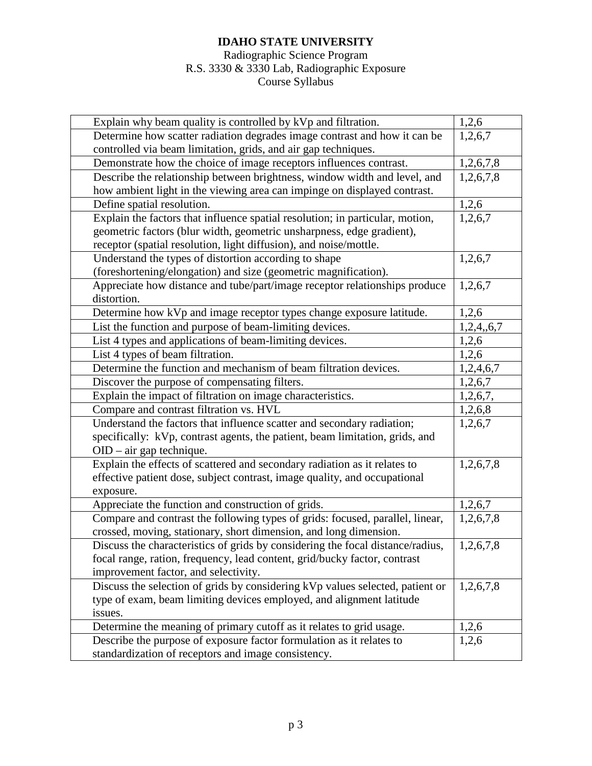**IDAHO STATE UNIVERSITY**

Radiographic Science Program

R.S. 3330 & 3330 Lab, Radiographic Exposure

Course Syllabus

| | |
|---|---|
| Explain why beam quality is controlled by kVp and filtration. | 1,2,6 |
| Determine how scatter radiation degrades image contrast and how it can be controlled via beam limitation, grids, and air gap techniques. | 1,2,6,7 |
| Demonstrate how the choice of image receptors influences contrast. | 1,2,6,7,8 |
| Describe the relationship between brightness, window width and level, and how ambient light in the viewing area can impinge on displayed contrast. | 1,2,6,7,8 |
| Define spatial resolution. | 1,2,6 |
| Explain the factors that influence spatial resolution; in particular, motion, geometric factors (blur width, geometric unsharpness, edge gradient), receptor (spatial resolution, light diffusion), and noise/mottle. | 1,2,6,7 |
| Understand the types of distortion according to shape (foreshortening/elongation) and size (geometric magnification). | 1,2,6,7 |
| Appreciate how distance and tube/part/image receptor relationships produce distortion. | 1,2,6,7 |
| Determine how kVp and image receptor types change exposure latitude. | 1,2,6 |
| List the function and purpose of beam-limiting devices. | 1,2,4,,6,7 |
| List 4 types and applications of beam-limiting devices. | 1,2,6 |
| List 4 types of beam filtration. | 1,2,6 |
| Determine the function and mechanism of beam filtration devices. | 1,2,4,6,7 |
| Discover the purpose of compensating filters. | 1,2,6,7 |
| Explain the impact of filtration on image characteristics. | 1,2,6,7, |
| Compare and contrast filtration vs. HVL | 1,2,6,8 |
| Understand the factors that influence scatter and secondary radiation; specifically: kVp, contrast agents, the patient, beam limitation, grids, and OID – air gap technique. | 1,2,6,7 |
| Explain the effects of scattered and secondary radiation as it relates to effective patient dose, subject contrast, image quality, and occupational exposure. | 1,2,6,7,8 |
| Appreciate the function and construction of grids. | 1,2,6,7 |
| Compare and contrast the following types of grids: focused, parallel, linear, crossed, moving, stationary, short dimension, and long dimension. | 1,2,6,7,8 |
| Discuss the characteristics of grids by considering the focal distance/radius, focal range, ration, frequency, lead content, grid/bucky factor, contrast improvement factor, and selectivity. | 1,2,6,7,8 |
| Discuss the selection of grids by considering kVp values selected, patient or type of exam, beam limiting devices employed, and alignment latitude issues. | 1,2,6,7,8 |
| Determine the meaning of primary cutoff as it relates to grid usage. | 1,2,6 |
| Describe the purpose of exposure factor formulation as it relates to standardization of receptors and image consistency. | 1,2,6 |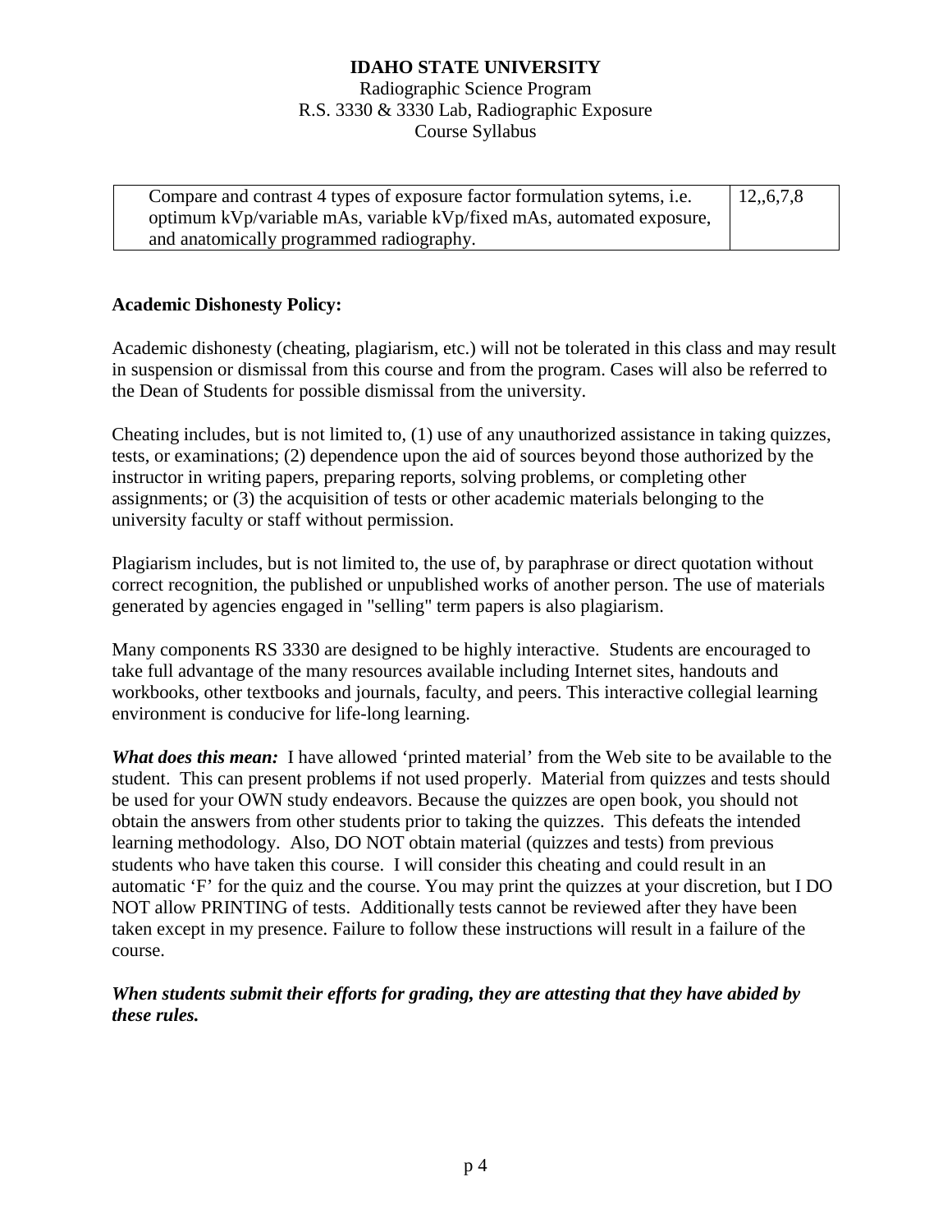| Compare and contrast 4 types of exposure factor formulation sytems, i.e. optimum kVp/variable mAs, variable kVp/fixed mAs, automated exposure, and anatomically programmed radiography. | 12,,6,7,8 |
|---|---|

**Academic Dishonesty Policy:**

Academic dishonesty (cheating, plagiarism, etc.) will not be tolerated in this class and may result in suspension or dismissal from this course and from the program. Cases will also be referred to the Dean of Students for possible dismissal from the university.

Cheating includes, but is not limited to, (1) use of any unauthorized assistance in taking quizzes, tests, or examinations; (2) dependence upon the aid of sources beyond those authorized by the instructor in writing papers, preparing reports, solving problems, or completing other assignments; or (3) the acquisition of tests or other academic materials belonging to the university faculty or staff without permission.

Plagiarism includes, but is not limited to, the use of, by paraphrase or direct quotation without correct recognition, the published or unpublished works of another person. The use of materials generated by agencies engaged in "selling" term papers is also plagiarism.

Many components RS 3330 are designed to be highly interactive. Students are encouraged to take full advantage of the many resources available including Internet sites, handouts and workbooks, other textbooks and journals, faculty, and peers. This interactive collegial learning environment is conducive for life-long learning.

***What does this mean:*** I have allowed 'printed material' from the Web site to be available to the student. This can present problems if not used properly. Material from quizzes and tests should be used for your OWN study endeavors. Because the quizzes are open book, you should not obtain the answers from other students prior to taking the quizzes. This defeats the intended learning methodology. Also, DO NOT obtain material (quizzes and tests) from previous students who have taken this course. I will consider this cheating and could result in an automatic 'F' for the quiz and the course. You may print the quizzes at your discretion, but I DO NOT allow PRINTING of tests. Additionally tests cannot be reviewed after they have been taken except in my presence. Failure to follow these instructions will result in a failure of the course.

***When students submit their efforts for grading, they are attesting that they have abided by these rules.***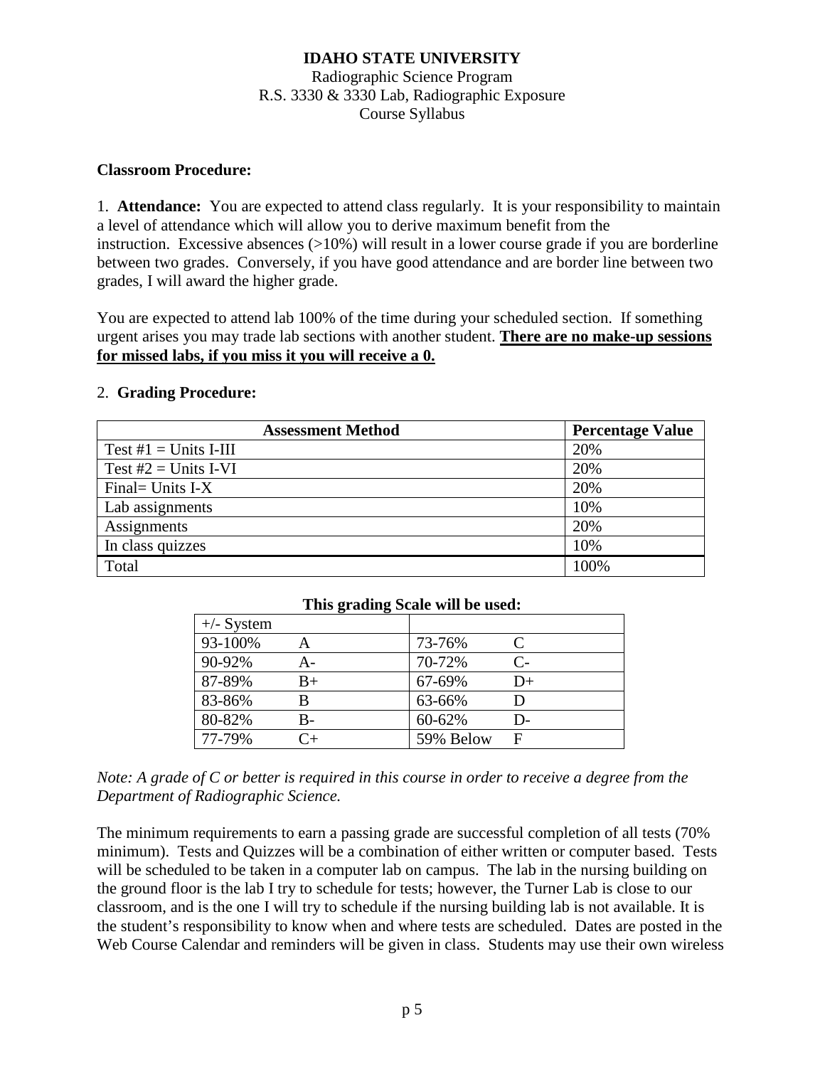**IDAHO STATE UNIVERSITY**
Radiographic Science Program
R.S. 3330 & 3330 Lab, Radiographic Exposure
Course Syllabus

**Classroom Procedure:**

1. **Attendance:** You are expected to attend class regularly. It is your responsibility to maintain a level of attendance which will allow you to derive maximum benefit from the instruction. Excessive absences (>10%) will result in a lower course grade if you are borderline between two grades. Conversely, if you have good attendance and are border line between two grades, I will award the higher grade.

You are expected to attend lab 100% of the time during your scheduled section. If something urgent arises you may trade lab sections with another student. **<u>There are no make-up sessions for missed labs, if you miss it you will receive a 0.</u>**

2. **Grading Procedure:**

| Assessment Method | Percentage Value |
|---|---|
| Test #1 = Units I-III | 20% |
| Test #2 = Units I-VI | 20% |
| Final= Units I-X | 20% |
| Lab assignments | 10% |
| Assignments | 20% |
| In class quizzes | 10% |
| Total | 100% |

**This grading Scale will be used:**

| +/- System | | | |
|---|---|---|---|
| 93-100% | A | 73-76% | C |
| 90-92% | A- | 70-72% | C- |
| 87-89% | B+ | 67-69% | D+ |
| 83-86% | B | 63-66% | D |
| 80-82% | B- | 60-62% | D- |
| 77-79% | C+ | 59% Below | F |

*Note: A grade of C or better is required in this course in order to receive a degree from the Department of Radiographic Science.*

The minimum requirements to earn a passing grade are successful completion of all tests (70% minimum). Tests and Quizzes will be a combination of either written or computer based. Tests will be scheduled to be taken in a computer lab on campus. The lab in the nursing building on the ground floor is the lab I try to schedule for tests; however, the Turner Lab is close to our classroom, and is the one I will try to schedule if the nursing building lab is not available. It is the student's responsibility to know when and where tests are scheduled. Dates are posted in the Web Course Calendar and reminders will be given in class. Students may use their own wireless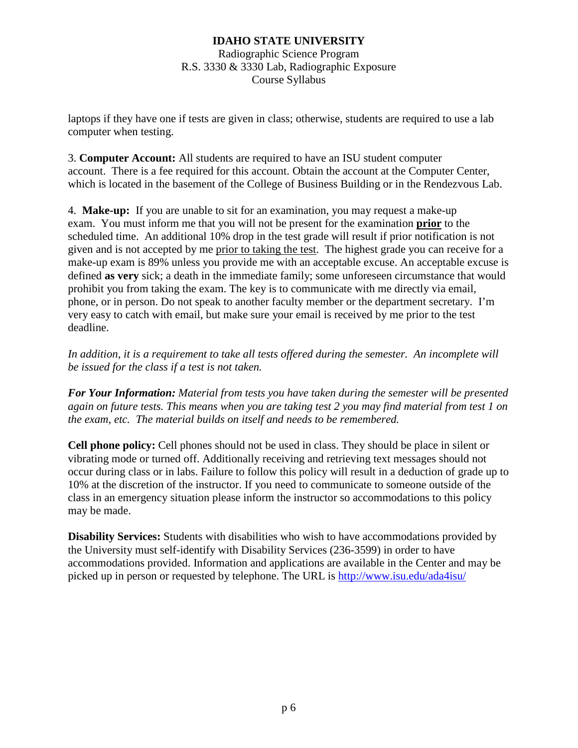laptops if they have one if tests are given in class; otherwise, students are required to use a lab computer when testing.

3. **Computer Account:** All students are required to have an ISU student computer account. There is a fee required for this account. Obtain the account at the Computer Center, which is located in the basement of the College of Business Building or in the Rendezvous Lab.

4. **Make-up:** If you are unable to sit for an examination, you may request a make-up exam. You must inform me that you will not be present for the examination **prior** to the scheduled time. An additional 10% drop in the test grade will result if prior notification is not given and is not accepted by me prior to taking the test. The highest grade you can receive for a make-up exam is 89% unless you provide me with an acceptable excuse. An acceptable excuse is defined **as very** sick; a death in the immediate family; some unforeseen circumstance that would prohibit you from taking the exam. The key is to communicate with me directly via email, phone, or in person. Do not speak to another faculty member or the department secretary. I'm very easy to catch with email, but make sure your email is received by me prior to the test deadline.

*In addition, it is a requirement to take all tests offered during the semester. An incomplete will be issued for the class if a test is not taken.*

***For Your Information:*** *Material from tests you have taken during the semester will be presented again on future tests. This means when you are taking test 2 you may find material from test 1 on the exam, etc. The material builds on itself and needs to be remembered.*

**Cell phone policy:** Cell phones should not be used in class. They should be place in silent or vibrating mode or turned off. Additionally receiving and retrieving text messages should not occur during class or in labs. Failure to follow this policy will result in a deduction of grade up to 10% at the discretion of the instructor. If you need to communicate to someone outside of the class in an emergency situation please inform the instructor so accommodations to this policy may be made.

**Disability Services:** Students with disabilities who wish to have accommodations provided by the University must self-identify with Disability Services (236-3599) in order to have accommodations provided. Information and applications are available in the Center and may be picked up in person or requested by telephone. The URL is http://www.isu.edu/ada4isu/